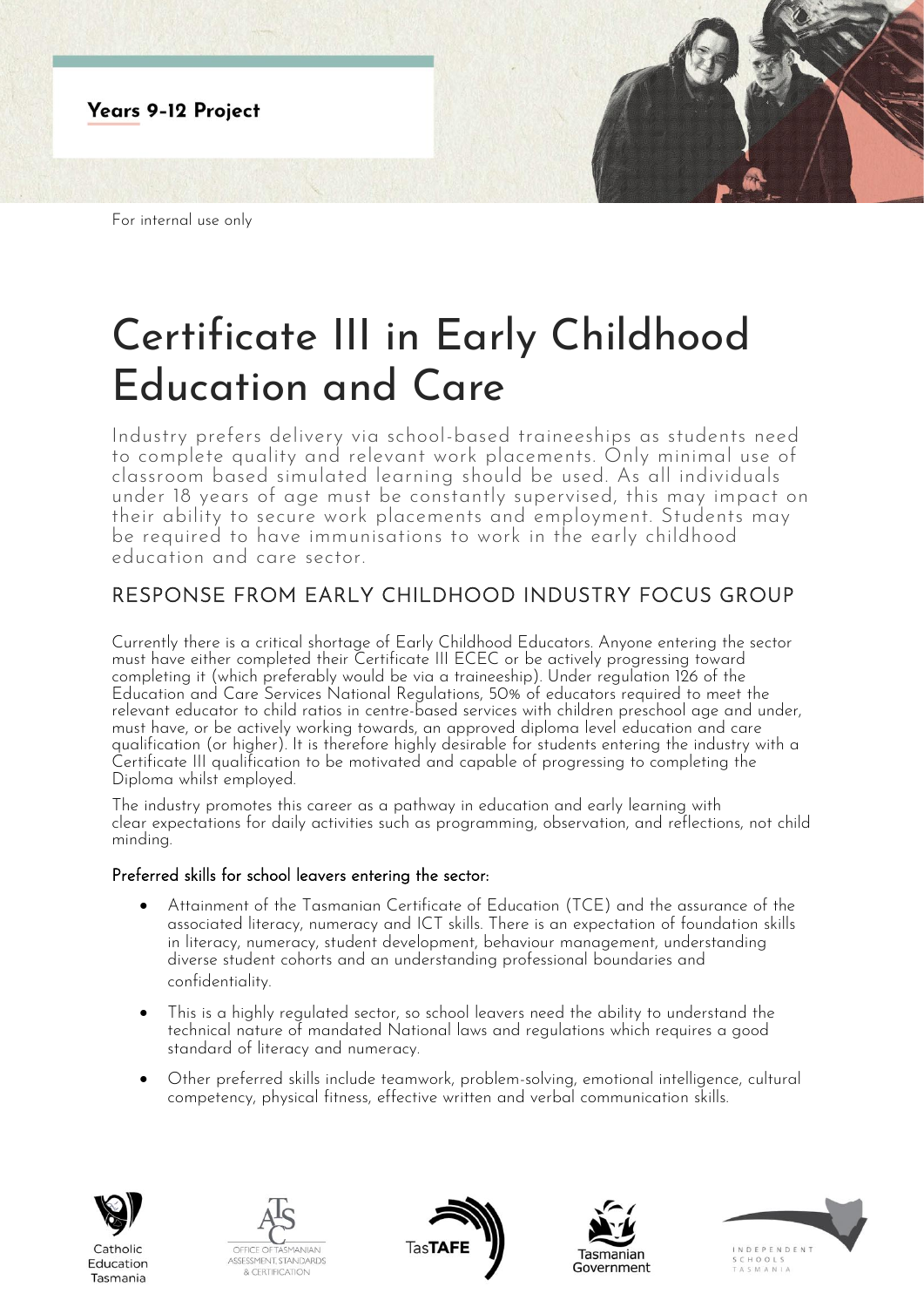**Years 9-12 Project**

For internal use only

# Certificate III in Early Childhood Education and Care

Industry prefers delivery via school-based traineeships as students need to complete quality and relevant work placements. Only minimal use of classroom based simulated learning should be used. As all individuals under 18 years of age must be constantly supervised, this may impact on their ability to secure work placements and employment. Students may be required to have immunisations to work in the early childhood education and care sector.

## RESPONSE FROM EARLY CHILDHOOD INDUSTRY FOCUS GROUP

Currently there is a critical shortage of Early Childhood Educators. Anyone entering the sector must have either completed their Certificate III ECEC or be actively progressing toward completing it (which preferably would be via a traineeship). Under regulation 126 of the Education and Care Services National Regulations, 50% of educators required to meet the relevant educator to child ratios in centre-based services with children preschool age and under, must have, or be actively working towards, an approved diploma level education and care qualification (or higher). It is therefore highly desirable for students entering the industry with a Certificate III qualification to be motivated and capable of progressing to completing the Diploma whilst employed.

The industry promotes this career as a pathway in education and early learning with clear expectations for daily activities such as programming, observation, and reflections, not child minding.

### Preferred skills for school leavers entering the sector:

- Attainment of the Tasmanian Certificate of Education (TCE) and the assurance of the associated literacy, numeracy and ICT skills. There is an expectation of foundation skills in literacy, numeracy, student development, behaviour management, understanding diverse student cohorts and an understanding professional boundaries and confidentiality.
- This is a highly regulated sector, so school leavers need the ability to understand the technical nature of mandated National laws and regulations which requires a good standard of literacy and numeracy.
- Other preferred skills include teamwork, problem-solving, emotional intelligence, cultural competency, physical fitness, effective written and verbal communication skills.

Catholic Education Tasmania | Office of Tasmanian Assessment, Standards & Certification | TasTAFE | Tasmanian Government | Independent Schools Tasmania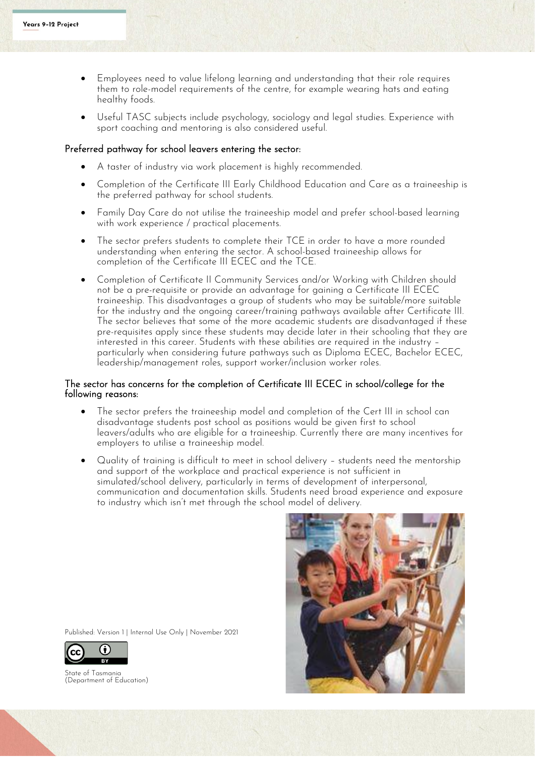- Employees need to value lifelong learning and understanding that their role requires them to role-model requirements of the centre, for example wearing hats and eating healthy foods.
- Useful TASC subjects include psychology, sociology and legal studies. Experience with sport coaching and mentoring is also considered useful.

### Preferred pathway for school leavers entering the sector:

- A taster of industry via work placement is highly recommended.
- Completion of the Certificate III Early Childhood Education and Care as a traineeship is the preferred pathway for school students.
- Family Day Care do not utilise the traineeship model and prefer school-based learning with work experience / practical placements.
- The sector prefers students to complete their TCE in order to have a more rounded understanding when entering the sector. A school-based traineeship allows for completion of the Certificate III ECEC and the TCE.
- Completion of Certificate II Community Services and/or Working with Children should not be a pre-requisite or provide an advantage for gaining a Certificate III ECEC traineeship. This disadvantages a group of students who may be suitable/more suitable for the industry and the ongoing career/training pathways available after Certificate III. The sector believes that some of the more academic students are disadvantaged if these pre-requisites apply since these students may decide later in their schooling that they are interested in this career. Students with these abilities are required in the industry – particularly when considering future pathways such as Diploma ECEC, Bachelor ECEC, leadership/management roles, support worker/inclusion worker roles.

### The sector has concerns for the completion of Certificate III ECEC in school/college for the following reasons:

- The sector prefers the traineeship model and completion of the Cert III in school can disadvantage students post school as positions would be given first to school leavers/adults who are eligible for a traineeship. Currently there are many incentives for employers to utilise a traineeship model.
- Quality of training is difficult to meet in school delivery – students need the mentorship and support of the workplace and practical experience is not sufficient in simulated/school delivery, particularly in terms of development of interpersonal, communication and documentation skills. Students need broad experience and exposure to industry which isn't met through the school model of delivery.

Published: Version 1 | Internal Use Only | November 2021

State of Tasmania
(Department of Education)